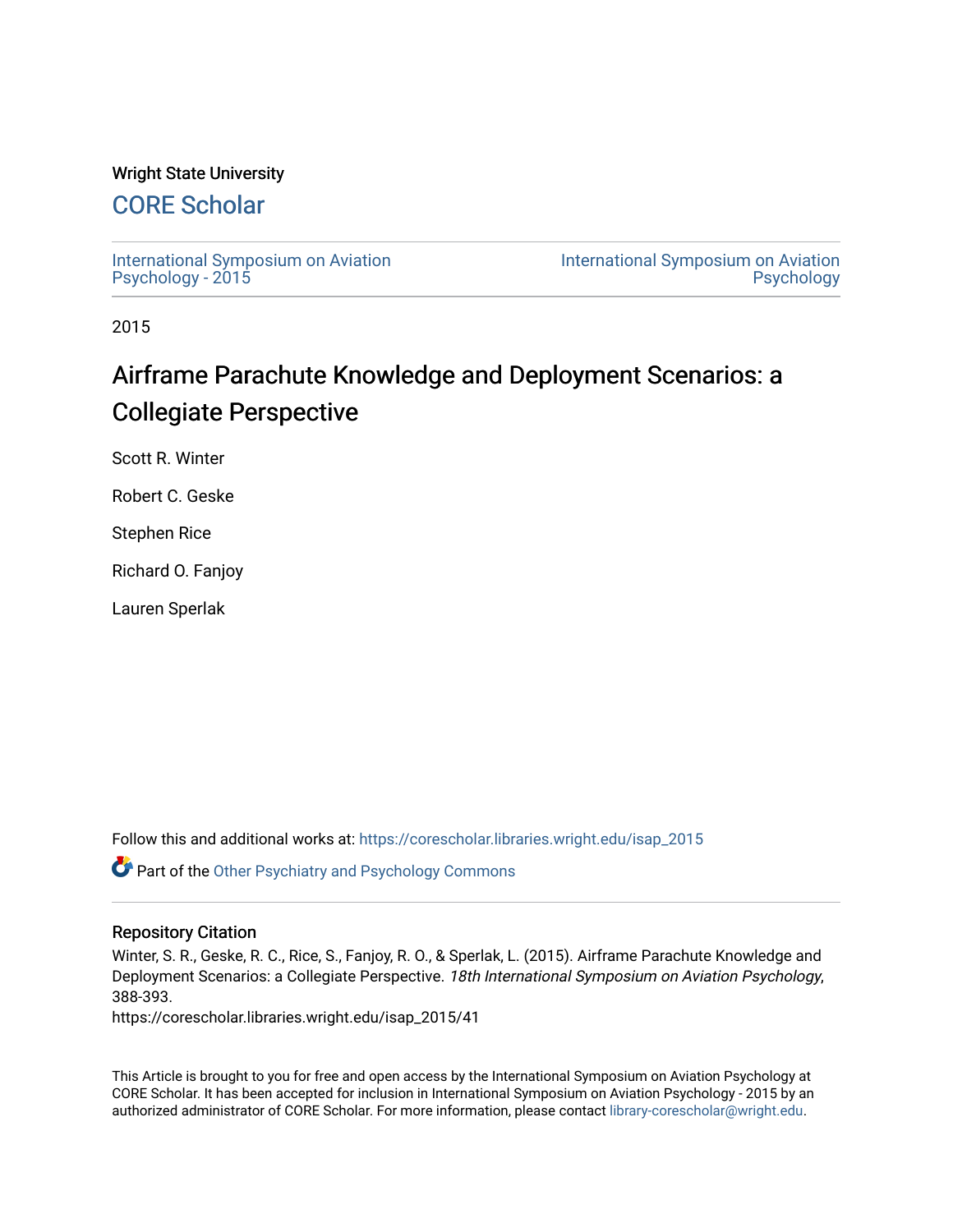Wright State University

## CORE Scholar

International Symposium on Aviation Psychology - 2015

International Symposium on Aviation Psychology

2015

# Airframe Parachute Knowledge and Deployment Scenarios: a Collegiate Perspective

Scott R. Winter

Robert C. Geske

Stephen Rice

Richard O. Fanjoy

Lauren Sperlak

Follow this and additional works at: https://corescholar.libraries.wright.edu/isap_2015

Part of the Other Psychiatry and Psychology Commons

### Repository Citation

Winter, S. R., Geske, R. C., Rice, S., Fanjoy, R. O., & Sperlak, L. (2015). Airframe Parachute Knowledge and Deployment Scenarios: a Collegiate Perspective. *18th International Symposium on Aviation Psychology*, 388-393.

https://corescholar.libraries.wright.edu/isap_2015/41

This Article is brought to you for free and open access by the International Symposium on Aviation Psychology at CORE Scholar. It has been accepted for inclusion in International Symposium on Aviation Psychology - 2015 by an authorized administrator of CORE Scholar. For more information, please contact library-corescholar@wright.edu.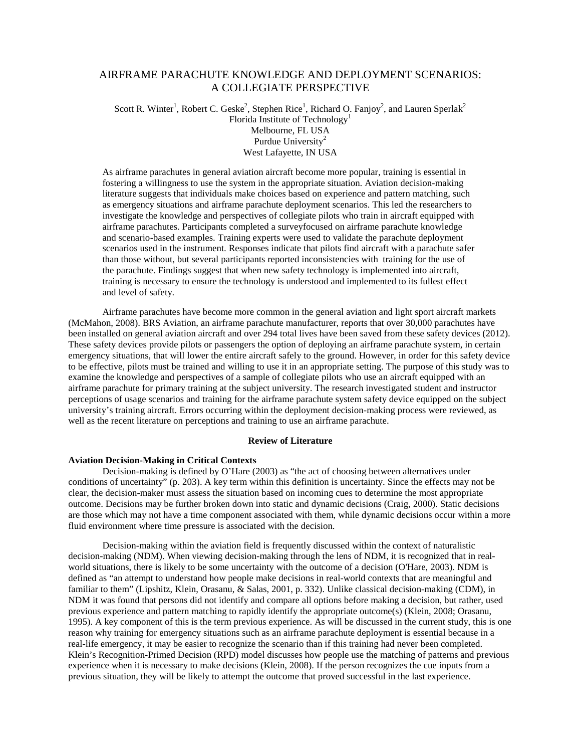# AIRFRAME PARACHUTE KNOWLEDGE AND DEPLOYMENT SCENARIOS: A COLLEGIATE PERSPECTIVE

Scott R. Winter[1], Robert C. Geske[2], Stephen Rice[1], Richard O. Fanjoy[2], and Lauren Sperlak[2]
Florida Institute of Technology[1]
Melbourne, FL USA
Purdue University[2]
West Lafayette, IN USA

As airframe parachutes in general aviation aircraft become more popular, training is essential in fostering a willingness to use the system in the appropriate situation. Aviation decision-making literature suggests that individuals make choices based on experience and pattern matching, such as emergency situations and airframe parachute deployment scenarios. This led the researchers to investigate the knowledge and perspectives of collegiate pilots who train in aircraft equipped with airframe parachutes. Participants completed a surveyfocused on airframe parachute knowledge and scenario-based examples. Training experts were used to validate the parachute deployment scenarios used in the instrument. Responses indicate that pilots find aircraft with a parachute safer than those without, but several participants reported inconsistencies with training for the use of the parachute. Findings suggest that when new safety technology is implemented into aircraft, training is necessary to ensure the technology is understood and implemented to its fullest effect and level of safety.

Airframe parachutes have become more common in the general aviation and light sport aircraft markets (McMahon, 2008). BRS Aviation, an airframe parachute manufacturer, reports that over 30,000 parachutes have been installed on general aviation aircraft and over 294 total lives have been saved from these safety devices (2012). These safety devices provide pilots or passengers the option of deploying an airframe parachute system, in certain emergency situations, that will lower the entire aircraft safely to the ground. However, in order for this safety device to be effective, pilots must be trained and willing to use it in an appropriate setting. The purpose of this study was to examine the knowledge and perspectives of a sample of collegiate pilots who use an aircraft equipped with an airframe parachute for primary training at the subject university. The research investigated student and instructor perceptions of usage scenarios and training for the airframe parachute system safety device equipped on the subject university's training aircraft. Errors occurring within the deployment decision-making process were reviewed, as well as the recent literature on perceptions and training to use an airframe parachute.

## Review of Literature

### Aviation Decision-Making in Critical Contexts

Decision-making is defined by O'Hare (2003) as "the act of choosing between alternatives under conditions of uncertainty" (p. 203). A key term within this definition is uncertainty. Since the effects may not be clear, the decision-maker must assess the situation based on incoming cues to determine the most appropriate outcome. Decisions may be further broken down into static and dynamic decisions (Craig, 2000). Static decisions are those which may not have a time component associated with them, while dynamic decisions occur within a more fluid environment where time pressure is associated with the decision.

Decision-making within the aviation field is frequently discussed within the context of naturalistic decision-making (NDM). When viewing decision-making through the lens of NDM, it is recognized that in real-world situations, there is likely to be some uncertainty with the outcome of a decision (O'Hare, 2003). NDM is defined as "an attempt to understand how people make decisions in real-world contexts that are meaningful and familiar to them" (Lipshitz, Klein, Orasanu, & Salas, 2001, p. 332). Unlike classical decision-making (CDM), in NDM it was found that persons did not identify and compare all options before making a decision, but rather, used previous experience and pattern matching to rapidly identify the appropriate outcome(s) (Klein, 2008; Orasanu, 1995). A key component of this is the term previous experience. As will be discussed in the current study, this is one reason why training for emergency situations such as an airframe parachute deployment is essential because in a real-life emergency, it may be easier to recognize the scenario than if this training had never been completed. Klein's Recognition-Primed Decision (RPD) model discusses how people use the matching of patterns and previous experience when it is necessary to make decisions (Klein, 2008). If the person recognizes the cue inputs from a previous situation, they will be likely to attempt the outcome that proved successful in the last experience.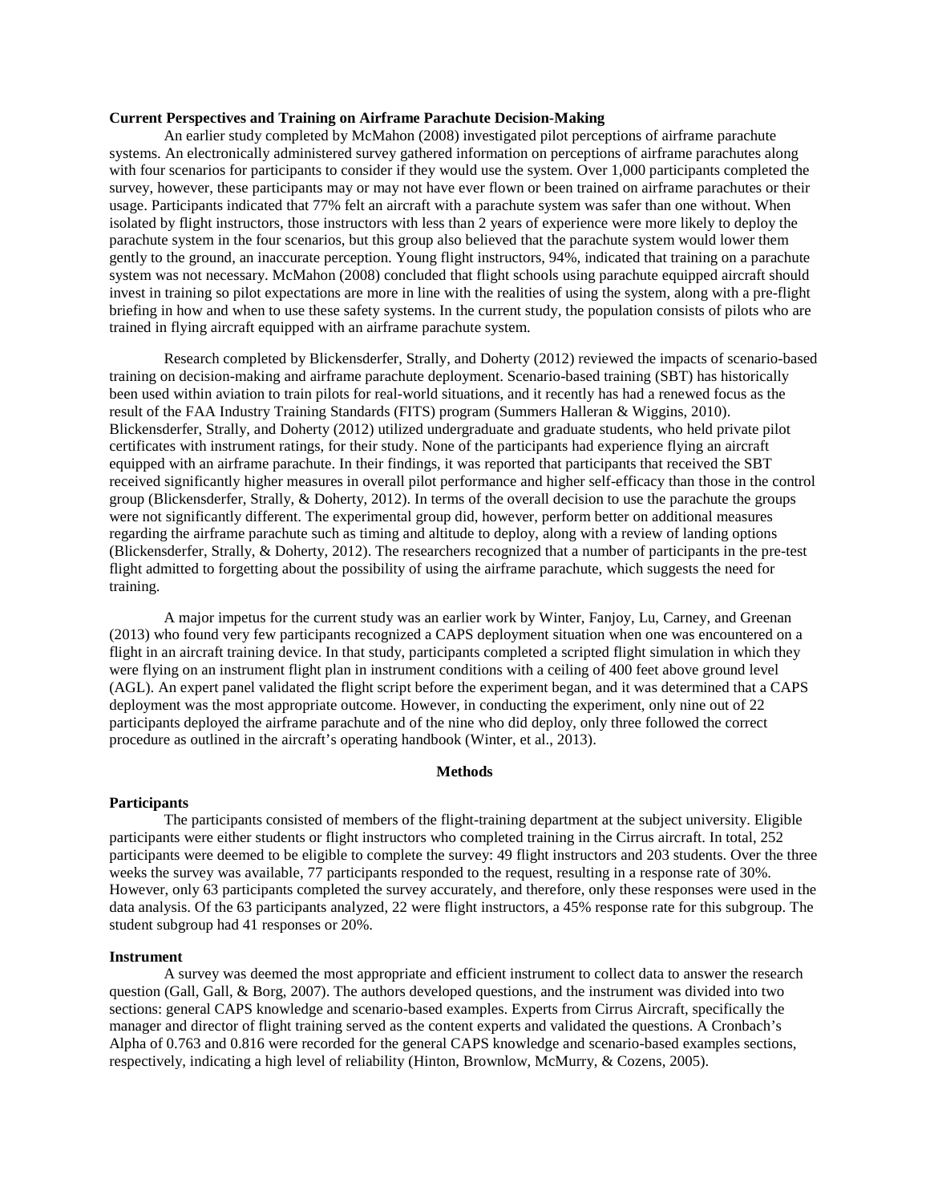### Current Perspectives and Training on Airframe Parachute Decision-Making

An earlier study completed by McMahon (2008) investigated pilot perceptions of airframe parachute systems. An electronically administered survey gathered information on perceptions of airframe parachutes along with four scenarios for participants to consider if they would use the system. Over 1,000 participants completed the survey, however, these participants may or may not have ever flown or been trained on airframe parachutes or their usage. Participants indicated that 77% felt an aircraft with a parachute system was safer than one without. When isolated by flight instructors, those instructors with less than 2 years of experience were more likely to deploy the parachute system in the four scenarios, but this group also believed that the parachute system would lower them gently to the ground, an inaccurate perception. Young flight instructors, 94%, indicated that training on a parachute system was not necessary. McMahon (2008) concluded that flight schools using parachute equipped aircraft should invest in training so pilot expectations are more in line with the realities of using the system, along with a pre-flight briefing in how and when to use these safety systems. In the current study, the population consists of pilots who are trained in flying aircraft equipped with an airframe parachute system.

Research completed by Blickensderfer, Strally, and Doherty (2012) reviewed the impacts of scenario-based training on decision-making and airframe parachute deployment. Scenario-based training (SBT) has historically been used within aviation to train pilots for real-world situations, and it recently has had a renewed focus as the result of the FAA Industry Training Standards (FITS) program (Summers Halleran & Wiggins, 2010). Blickensderfer, Strally, and Doherty (2012) utilized undergraduate and graduate students, who held private pilot certificates with instrument ratings, for their study. None of the participants had experience flying an aircraft equipped with an airframe parachute. In their findings, it was reported that participants that received the SBT received significantly higher measures in overall pilot performance and higher self-efficacy than those in the control group (Blickensderfer, Strally, & Doherty, 2012). In terms of the overall decision to use the parachute the groups were not significantly different. The experimental group did, however, perform better on additional measures regarding the airframe parachute such as timing and altitude to deploy, along with a review of landing options (Blickensderfer, Strally, & Doherty, 2012). The researchers recognized that a number of participants in the pre-test flight admitted to forgetting about the possibility of using the airframe parachute, which suggests the need for training.

A major impetus for the current study was an earlier work by Winter, Fanjoy, Lu, Carney, and Greenan (2013) who found very few participants recognized a CAPS deployment situation when one was encountered on a flight in an aircraft training device. In that study, participants completed a scripted flight simulation in which they were flying on an instrument flight plan in instrument conditions with a ceiling of 400 feet above ground level (AGL). An expert panel validated the flight script before the experiment began, and it was determined that a CAPS deployment was the most appropriate outcome. However, in conducting the experiment, only nine out of 22 participants deployed the airframe parachute and of the nine who did deploy, only three followed the correct procedure as outlined in the aircraft's operating handbook (Winter, et al., 2013).

## Methods

### Participants

The participants consisted of members of the flight-training department at the subject university. Eligible participants were either students or flight instructors who completed training in the Cirrus aircraft. In total, 252 participants were deemed to be eligible to complete the survey: 49 flight instructors and 203 students. Over the three weeks the survey was available, 77 participants responded to the request, resulting in a response rate of 30%. However, only 63 participants completed the survey accurately, and therefore, only these responses were used in the data analysis. Of the 63 participants analyzed, 22 were flight instructors, a 45% response rate for this subgroup. The student subgroup had 41 responses or 20%.

### Instrument

A survey was deemed the most appropriate and efficient instrument to collect data to answer the research question (Gall, Gall, & Borg, 2007). The authors developed questions, and the instrument was divided into two sections: general CAPS knowledge and scenario-based examples. Experts from Cirrus Aircraft, specifically the manager and director of flight training served as the content experts and validated the questions. A Cronbach's Alpha of 0.763 and 0.816 were recorded for the general CAPS knowledge and scenario-based examples sections, respectively, indicating a high level of reliability (Hinton, Brownlow, McMurry, & Cozens, 2005).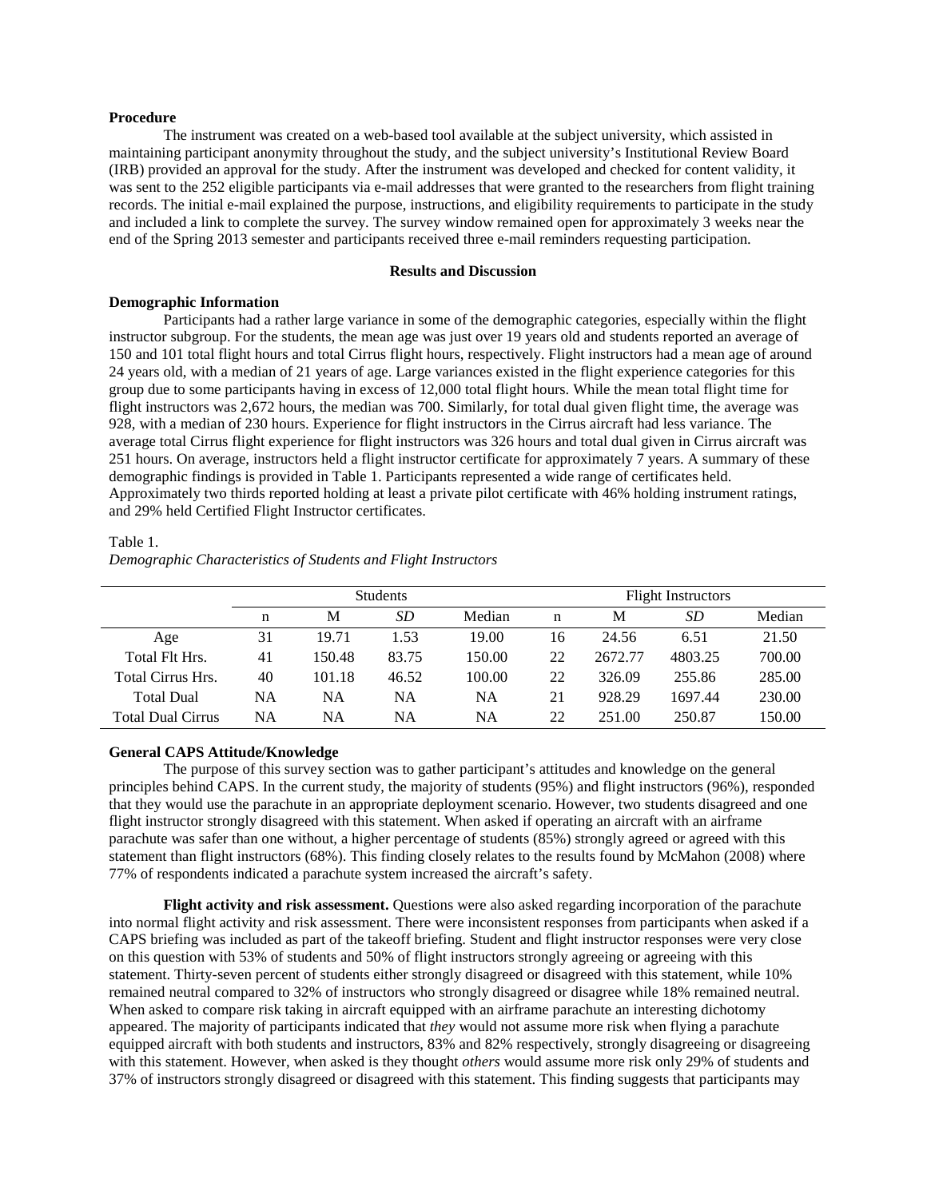**Procedure**

The instrument was created on a web-based tool available at the subject university, which assisted in maintaining participant anonymity throughout the study, and the subject university's Institutional Review Board (IRB) provided an approval for the study. After the instrument was developed and checked for content validity, it was sent to the 252 eligible participants via e-mail addresses that were granted to the researchers from flight training records. The initial e-mail explained the purpose, instructions, and eligibility requirements to participate in the study and included a link to complete the survey. The survey window remained open for approximately 3 weeks near the end of the Spring 2013 semester and participants received three e-mail reminders requesting participation.

## Results and Discussion

**Demographic Information**

Participants had a rather large variance in some of the demographic categories, especially within the flight instructor subgroup. For the students, the mean age was just over 19 years old and students reported an average of 150 and 101 total flight hours and total Cirrus flight hours, respectively. Flight instructors had a mean age of around 24 years old, with a median of 21 years of age. Large variances existed in the flight experience categories for this group due to some participants having in excess of 12,000 total flight hours. While the mean total flight time for flight instructors was 2,672 hours, the median was 700. Similarly, for total dual given flight time, the average was 928, with a median of 230 hours. Experience for flight instructors in the Cirrus aircraft had less variance. The average total Cirrus flight experience for flight instructors was 326 hours and total dual given in Cirrus aircraft was 251 hours. On average, instructors held a flight instructor certificate for approximately 7 years. A summary of these demographic findings is provided in Table 1. Participants represented a wide range of certificates held. Approximately two thirds reported holding at least a private pilot certificate with 46% holding instrument ratings, and 29% held Certified Flight Instructor certificates.

Table 1.
*Demographic Characteristics of Students and Flight Instructors*

| | Students | | | | Flight Instructors | | | |
|---|---|---|---|---|---|---|---|---|
| | n | M | *SD* | Median | n | M | *SD* | Median |
| Age | 31 | 19.71 | 1.53 | 19.00 | 16 | 24.56 | 6.51 | 21.50 |
| Total Flt Hrs. | 41 | 150.48 | 83.75 | 150.00 | 22 | 2672.77 | 4803.25 | 700.00 |
| Total Cirrus Hrs. | 40 | 101.18 | 46.52 | 100.00 | 22 | 326.09 | 255.86 | 285.00 |
| Total Dual | NA | NA | NA | NA | 21 | 928.29 | 1697.44 | 230.00 |
| Total Dual Cirrus | NA | NA | NA | NA | 22 | 251.00 | 250.87 | 150.00 |

**General CAPS Attitude/Knowledge**

The purpose of this survey section was to gather participant's attitudes and knowledge on the general principles behind CAPS. In the current study, the majority of students (95%) and flight instructors (96%), responded that they would use the parachute in an appropriate deployment scenario. However, two students disagreed and one flight instructor strongly disagreed with this statement. When asked if operating an aircraft with an airframe parachute was safer than one without, a higher percentage of students (85%) strongly agreed or agreed with this statement than flight instructors (68%). This finding closely relates to the results found by McMahon (2008) where 77% of respondents indicated a parachute system increased the aircraft's safety.

**Flight activity and risk assessment.** Questions were also asked regarding incorporation of the parachute into normal flight activity and risk assessment. There were inconsistent responses from participants when asked if a CAPS briefing was included as part of the takeoff briefing. Student and flight instructor responses were very close on this question with 53% of students and 50% of flight instructors strongly agreeing or agreeing with this statement. Thirty-seven percent of students either strongly disagreed or disagreed with this statement, while 10% remained neutral compared to 32% of instructors who strongly disagreed or disagree while 18% remained neutral. When asked to compare risk taking in aircraft equipped with an airframe parachute an interesting dichotomy appeared. The majority of participants indicated that *they* would not assume more risk when flying a parachute equipped aircraft with both students and instructors, 83% and 82% respectively, strongly disagreeing or disagreeing with this statement. However, when asked is they thought *others* would assume more risk only 29% of students and 37% of instructors strongly disagreed or disagreed with this statement. This finding suggests that participants may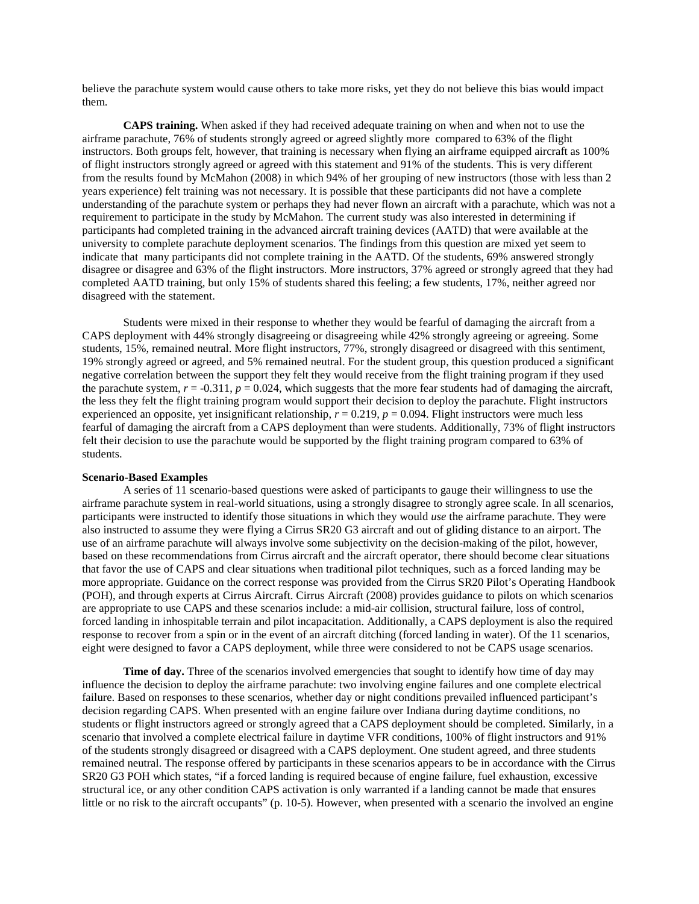believe the parachute system would cause others to take more risks, yet they do not believe this bias would impact them.

**CAPS training.** When asked if they had received adequate training on when and when not to use the airframe parachute, 76% of students strongly agreed or agreed slightly more compared to 63% of the flight instructors. Both groups felt, however, that training is necessary when flying an airframe equipped aircraft as 100% of flight instructors strongly agreed or agreed with this statement and 91% of the students. This is very different from the results found by McMahon (2008) in which 94% of her grouping of new instructors (those with less than 2 years experience) felt training was not necessary. It is possible that these participants did not have a complete understanding of the parachute system or perhaps they had never flown an aircraft with a parachute, which was not a requirement to participate in the study by McMahon. The current study was also interested in determining if participants had completed training in the advanced aircraft training devices (AATD) that were available at the university to complete parachute deployment scenarios. The findings from this question are mixed yet seem to indicate that many participants did not complete training in the AATD. Of the students, 69% answered strongly disagree or disagree and 63% of the flight instructors. More instructors, 37% agreed or strongly agreed that they had completed AATD training, but only 15% of students shared this feeling; a few students, 17%, neither agreed nor disagreed with the statement.

Students were mixed in their response to whether they would be fearful of damaging the aircraft from a CAPS deployment with 44% strongly disagreeing or disagreeing while 42% strongly agreeing or agreeing. Some students, 15%, remained neutral. More flight instructors, 77%, strongly disagreed or disagreed with this sentiment, 19% strongly agreed or agreed, and 5% remained neutral. For the student group, this question produced a significant negative correlation between the support they felt they would receive from the flight training program if they used the parachute system, $r = -0.311$, $p = 0.024$, which suggests that the more fear students had of damaging the aircraft, the less they felt the flight training program would support their decision to deploy the parachute. Flight instructors experienced an opposite, yet insignificant relationship, $r = 0.219$, $p = 0.094$. Flight instructors were much less fearful of damaging the aircraft from a CAPS deployment than were students. Additionally, 73% of flight instructors felt their decision to use the parachute would be supported by the flight training program compared to 63% of students.

**Scenario-Based Examples**

A series of 11 scenario-based questions were asked of participants to gauge their willingness to use the airframe parachute system in real-world situations, using a strongly disagree to strongly agree scale. In all scenarios, participants were instructed to identify those situations in which they would *use* the airframe parachute. They were also instructed to assume they were flying a Cirrus SR20 G3 aircraft and out of gliding distance to an airport. The use of an airframe parachute will always involve some subjectivity on the decision-making of the pilot, however, based on these recommendations from Cirrus aircraft and the aircraft operator, there should become clear situations that favor the use of CAPS and clear situations when traditional pilot techniques, such as a forced landing may be more appropriate. Guidance on the correct response was provided from the Cirrus SR20 Pilot's Operating Handbook (POH), and through experts at Cirrus Aircraft. Cirrus Aircraft (2008) provides guidance to pilots on which scenarios are appropriate to use CAPS and these scenarios include: a mid-air collision, structural failure, loss of control, forced landing in inhospitable terrain and pilot incapacitation. Additionally, a CAPS deployment is also the required response to recover from a spin or in the event of an aircraft ditching (forced landing in water). Of the 11 scenarios, eight were designed to favor a CAPS deployment, while three were considered to not be CAPS usage scenarios.

**Time of day.** Three of the scenarios involved emergencies that sought to identify how time of day may influence the decision to deploy the airframe parachute: two involving engine failures and one complete electrical failure. Based on responses to these scenarios, whether day or night conditions prevailed influenced participant's decision regarding CAPS. When presented with an engine failure over Indiana during daytime conditions, no students or flight instructors agreed or strongly agreed that a CAPS deployment should be completed. Similarly, in a scenario that involved a complete electrical failure in daytime VFR conditions, 100% of flight instructors and 91% of the students strongly disagreed or disagreed with a CAPS deployment. One student agreed, and three students remained neutral. The response offered by participants in these scenarios appears to be in accordance with the Cirrus SR20 G3 POH which states, "if a forced landing is required because of engine failure, fuel exhaustion, excessive structural ice, or any other condition CAPS activation is only warranted if a landing cannot be made that ensures little or no risk to the aircraft occupants" (p. 10-5). However, when presented with a scenario the involved an engine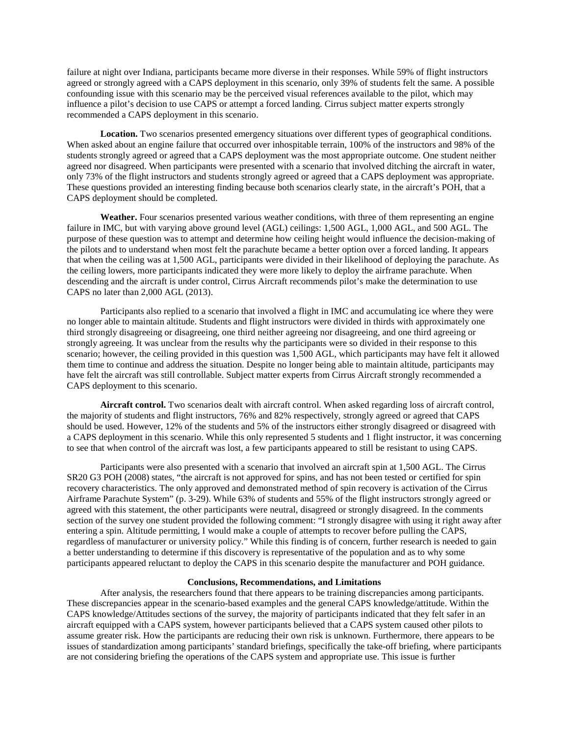failure at night over Indiana, participants became more diverse in their responses. While 59% of flight instructors agreed or strongly agreed with a CAPS deployment in this scenario, only 39% of students felt the same. A possible confounding issue with this scenario may be the perceived visual references available to the pilot, which may influence a pilot's decision to use CAPS or attempt a forced landing. Cirrus subject matter experts strongly recommended a CAPS deployment in this scenario.

**Location.** Two scenarios presented emergency situations over different types of geographical conditions. When asked about an engine failure that occurred over inhospitable terrain, 100% of the instructors and 98% of the students strongly agreed or agreed that a CAPS deployment was the most appropriate outcome. One student neither agreed nor disagreed. When participants were presented with a scenario that involved ditching the aircraft in water, only 73% of the flight instructors and students strongly agreed or agreed that a CAPS deployment was appropriate. These questions provided an interesting finding because both scenarios clearly state, in the aircraft's POH, that a CAPS deployment should be completed.

**Weather.** Four scenarios presented various weather conditions, with three of them representing an engine failure in IMC, but with varying above ground level (AGL) ceilings: 1,500 AGL, 1,000 AGL, and 500 AGL. The purpose of these question was to attempt and determine how ceiling height would influence the decision-making of the pilots and to understand when most felt the parachute became a better option over a forced landing. It appears that when the ceiling was at 1,500 AGL, participants were divided in their likelihood of deploying the parachute. As the ceiling lowers, more participants indicated they were more likely to deploy the airframe parachute. When descending and the aircraft is under control, Cirrus Aircraft recommends pilot's make the determination to use CAPS no later than 2,000 AGL (2013).

Participants also replied to a scenario that involved a flight in IMC and accumulating ice where they were no longer able to maintain altitude. Students and flight instructors were divided in thirds with approximately one third strongly disagreeing or disagreeing, one third neither agreeing nor disagreeing, and one third agreeing or strongly agreeing. It was unclear from the results why the participants were so divided in their response to this scenario; however, the ceiling provided in this question was 1,500 AGL, which participants may have felt it allowed them time to continue and address the situation. Despite no longer being able to maintain altitude, participants may have felt the aircraft was still controllable. Subject matter experts from Cirrus Aircraft strongly recommended a CAPS deployment to this scenario.

**Aircraft control.** Two scenarios dealt with aircraft control. When asked regarding loss of aircraft control, the majority of students and flight instructors, 76% and 82% respectively, strongly agreed or agreed that CAPS should be used. However, 12% of the students and 5% of the instructors either strongly disagreed or disagreed with a CAPS deployment in this scenario. While this only represented 5 students and 1 flight instructor, it was concerning to see that when control of the aircraft was lost, a few participants appeared to still be resistant to using CAPS.

Participants were also presented with a scenario that involved an aircraft spin at 1,500 AGL. The Cirrus SR20 G3 POH (2008) states, "the aircraft is not approved for spins, and has not been tested or certified for spin recovery characteristics. The only approved and demonstrated method of spin recovery is activation of the Cirrus Airframe Parachute System" (p. 3-29). While 63% of students and 55% of the flight instructors strongly agreed or agreed with this statement, the other participants were neutral, disagreed or strongly disagreed. In the comments section of the survey one student provided the following comment: "I strongly disagree with using it right away after entering a spin. Altitude permitting, I would make a couple of attempts to recover before pulling the CAPS, regardless of manufacturer or university policy." While this finding is of concern, further research is needed to gain a better understanding to determine if this discovery is representative of the population and as to why some participants appeared reluctant to deploy the CAPS in this scenario despite the manufacturer and POH guidance.

## Conclusions, Recommendations, and Limitations

After analysis, the researchers found that there appears to be training discrepancies among participants. These discrepancies appear in the scenario-based examples and the general CAPS knowledge/attitude. Within the CAPS knowledge/Attitudes sections of the survey, the majority of participants indicated that they felt safer in an aircraft equipped with a CAPS system, however participants believed that a CAPS system caused other pilots to assume greater risk. How the participants are reducing their own risk is unknown. Furthermore, there appears to be issues of standardization among participants' standard briefings, specifically the take-off briefing, where participants are not considering briefing the operations of the CAPS system and appropriate use. This issue is further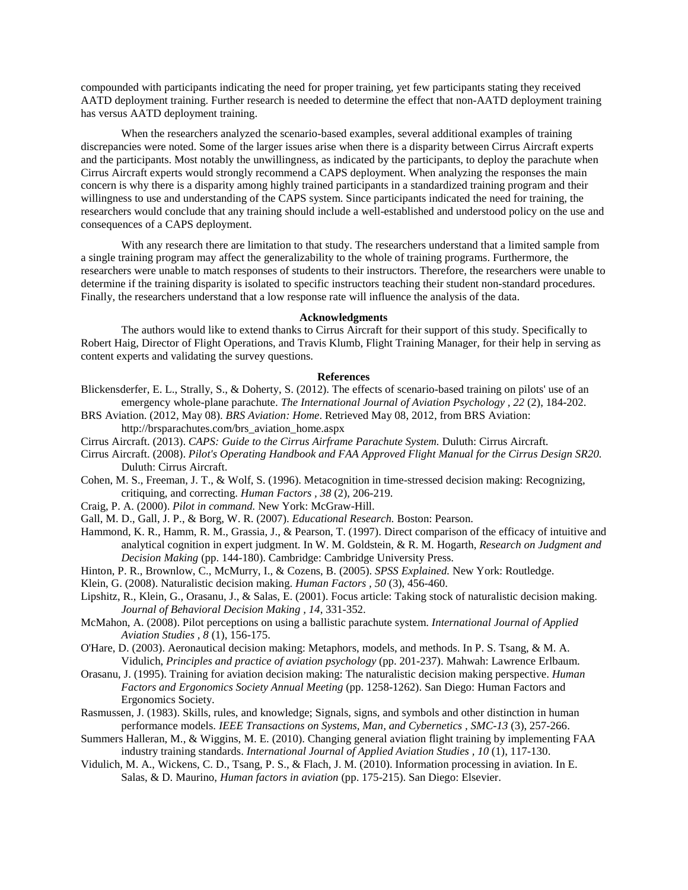compounded with participants indicating the need for proper training, yet few participants stating they received AATD deployment training. Further research is needed to determine the effect that non-AATD deployment training has versus AATD deployment training.

When the researchers analyzed the scenario-based examples, several additional examples of training discrepancies were noted. Some of the larger issues arise when there is a disparity between Cirrus Aircraft experts and the participants. Most notably the unwillingness, as indicated by the participants, to deploy the parachute when Cirrus Aircraft experts would strongly recommend a CAPS deployment. When analyzing the responses the main concern is why there is a disparity among highly trained participants in a standardized training program and their willingness to use and understanding of the CAPS system. Since participants indicated the need for training, the researchers would conclude that any training should include a well-established and understood policy on the use and consequences of a CAPS deployment.

With any research there are limitation to that study. The researchers understand that a limited sample from a single training program may affect the generalizability to the whole of training programs. Furthermore, the researchers were unable to match responses of students to their instructors. Therefore, the researchers were unable to determine if the training disparity is isolated to specific instructors teaching their student non-standard procedures. Finally, the researchers understand that a low response rate will influence the analysis of the data.

## Acknowledgments

The authors would like to extend thanks to Cirrus Aircraft for their support of this study. Specifically to Robert Haig, Director of Flight Operations, and Travis Klumb, Flight Training Manager, for their help in serving as content experts and validating the survey questions.

## References

Blickensderfer, E. L., Strally, S., & Doherty, S. (2012). The effects of scenario-based training on pilots' use of an emergency whole-plane parachute. *The International Journal of Aviation Psychology , 22* (2), 184-202.

BRS Aviation. (2012, May 08). *BRS Aviation: Home*. Retrieved May 08, 2012, from BRS Aviation: http://brsparachutes.com/brs_aviation_home.aspx

Cirrus Aircraft. (2013). *CAPS: Guide to the Cirrus Airframe Parachute System.* Duluth: Cirrus Aircraft.

Cirrus Aircraft. (2008). *Pilot's Operating Handbook and FAA Approved Flight Manual for the Cirrus Design SR20.* Duluth: Cirrus Aircraft.

Cohen, M. S., Freeman, J. T., & Wolf, S. (1996). Metacognition in time-stressed decision making: Recognizing, critiquing, and correcting. *Human Factors , 38* (2), 206-219.

Craig, P. A. (2000). *Pilot in command.* New York: McGraw-Hill.

Gall, M. D., Gall, J. P., & Borg, W. R. (2007). *Educational Research.* Boston: Pearson.

Hammond, K. R., Hamm, R. M., Grassia, J., & Pearson, T. (1997). Direct comparison of the efficacy of intuitive and analytical cognition in expert judgment. In W. M. Goldstein, & R. M. Hogarth, *Research on Judgment and Decision Making* (pp. 144-180). Cambridge: Cambridge University Press.

Hinton, P. R., Brownlow, C., McMurry, I., & Cozens, B. (2005). *SPSS Explained.* New York: Routledge.

Klein, G. (2008). Naturalistic decision making. *Human Factors , 50* (3), 456-460.

Lipshitz, R., Klein, G., Orasanu, J., & Salas, E. (2001). Focus article: Taking stock of naturalistic decision making. *Journal of Behavioral Decision Making , 14*, 331-352.

McMahon, A. (2008). Pilot perceptions on using a ballistic parachute system. *International Journal of Applied Aviation Studies , 8* (1), 156-175.

O'Hare, D. (2003). Aeronautical decision making: Metaphors, models, and methods. In P. S. Tsang, & M. A. Vidulich, *Principles and practice of aviation psychology* (pp. 201-237). Mahwah: Lawrence Erlbaum.

Orasanu, J. (1995). Training for aviation decision making: The naturalistic decision making perspective. *Human Factors and Ergonomics Society Annual Meeting* (pp. 1258-1262). San Diego: Human Factors and Ergonomics Society.

Rasmussen, J. (1983). Skills, rules, and knowledge; Signals, signs, and symbols and other distinction in human performance models. *IEEE Transactions on Systems, Man, and Cybernetics , SMC-13* (3), 257-266.

Summers Halleran, M., & Wiggins, M. E. (2010). Changing general aviation flight training by implementing FAA industry training standards. *International Journal of Applied Aviation Studies , 10* (1), 117-130.

Vidulich, M. A., Wickens, C. D., Tsang, P. S., & Flach, J. M. (2010). Information processing in aviation. In E. Salas, & D. Maurino, *Human factors in aviation* (pp. 175-215). San Diego: Elsevier.